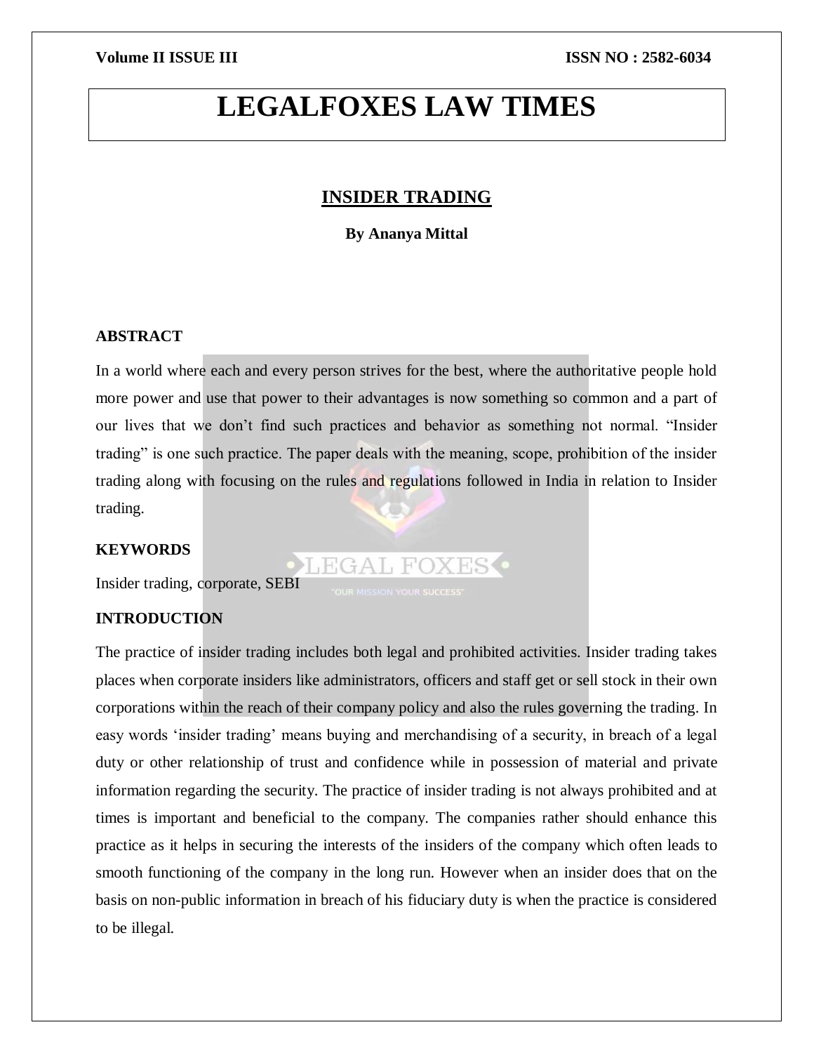# LEGALFOXES LAW TIMES

## INSIDER TRADING

**By Ananya Mittal**

### ABSTRACT

In a world where each and every person strives for the best, where the authoritative people hold more power and use that power to their advantages is now something so common and a part of our lives that we don't find such practices and behavior as something not normal. "Insider trading" is one such practice. The paper deals with the meaning, scope, prohibition of the insider trading along with focusing on the rules and regulations followed in India in relation to Insider trading.

### KEYWORDS

Insider trading, corporate, SEBI

### INTRODUCTION

The practice of insider trading includes both legal and prohibited activities. Insider trading takes places when corporate insiders like administrators, officers and staff get or sell stock in their own corporations within the reach of their company policy and also the rules governing the trading. In easy words 'insider trading' means buying and merchandising of a security, in breach of a legal duty or other relationship of trust and confidence while in possession of material and private information regarding the security. The practice of insider trading is not always prohibited and at times is important and beneficial to the company. The companies rather should enhance this practice as it helps in securing the interests of the insiders of the company which often leads to smooth functioning of the company in the long run. However when an insider does that on the basis on non-public information in breach of his fiduciary duty is when the practice is considered to be illegal.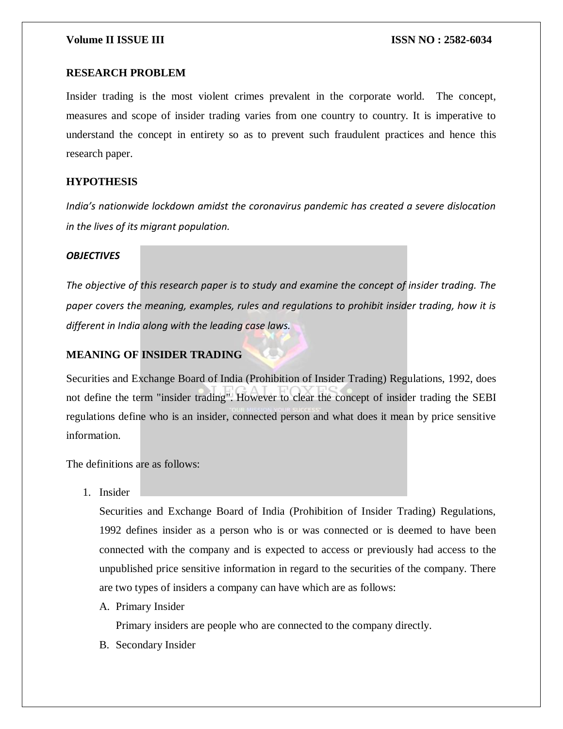## RESEARCH PROBLEM

Insider trading is the most violent crimes prevalent in the corporate world. The concept, measures and scope of insider trading varies from one country to country. It is imperative to understand the concept in entirety so as to prevent such fraudulent practices and hence this research paper.

## HYPOTHESIS

*India's nationwide lockdown amidst the coronavirus pandemic has created a severe dislocation in the lives of its migrant population.*

### *OBJECTIVES*

*The objective of this research paper is to study and examine the concept of insider trading. The paper covers the meaning, examples, rules and regulations to prohibit insider trading, how it is different in India along with the leading case laws.*

## MEANING OF INSIDER TRADING

Securities and Exchange Board of India (Prohibition of Insider Trading) Regulations, 1992, does not define the term "insider trading". However to clear the concept of insider trading the SEBI regulations define who is an insider, connected person and what does it mean by price sensitive information.

The definitions are as follows:

1. Insider

   Securities and Exchange Board of India (Prohibition of Insider Trading) Regulations, 1992 defines insider as a person who is or was connected or is deemed to have been connected with the company and is expected to access or previously had access to the unpublished price sensitive information in regard to the securities of the company. There are two types of insiders a company can have which are as follows:

   A. Primary Insider

      Primary insiders are people who are connected to the company directly.

   B. Secondary Insider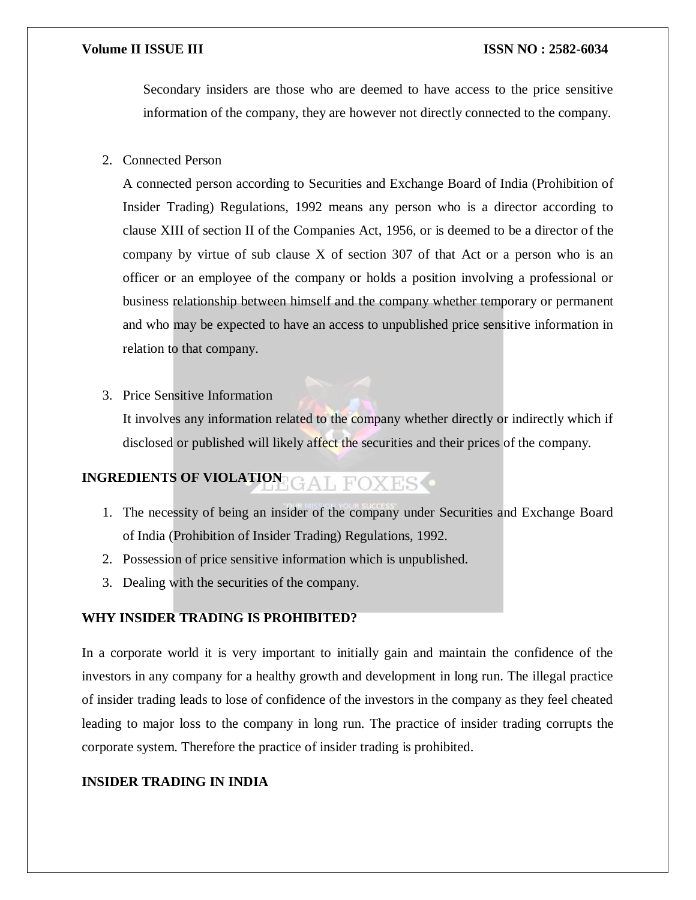Secondary insiders are those who are deemed to have access to the price sensitive information of the company, they are however not directly connected to the company.

2. Connected Person

   A connected person according to Securities and Exchange Board of India (Prohibition of Insider Trading) Regulations, 1992 means any person who is a director according to clause XIII of section II of the Companies Act, 1956, or is deemed to be a director of the company by virtue of sub clause X of section 307 of that Act or a person who is an officer or an employee of the company or holds a position involving a professional or business relationship between himself and the company whether temporary or permanent and who may be expected to have an access to unpublished price sensitive information in relation to that company.

3. Price Sensitive Information

   It involves any information related to the company whether directly or indirectly which if disclosed or published will likely affect the securities and their prices of the company.

**INGREDIENTS OF VIOLATION**

1. The necessity of being an insider of the company under Securities and Exchange Board of India (Prohibition of Insider Trading) Regulations, 1992.
2. Possession of price sensitive information which is unpublished.
3. Dealing with the securities of the company.

**WHY INSIDER TRADING IS PROHIBITED?**

In a corporate world it is very important to initially gain and maintain the confidence of the investors in any company for a healthy growth and development in long run. The illegal practice of insider trading leads to lose of confidence of the investors in the company as they feel cheated leading to major loss to the company in long run. The practice of insider trading corrupts the corporate system. Therefore the practice of insider trading is prohibited.

**INSIDER TRADING IN INDIA**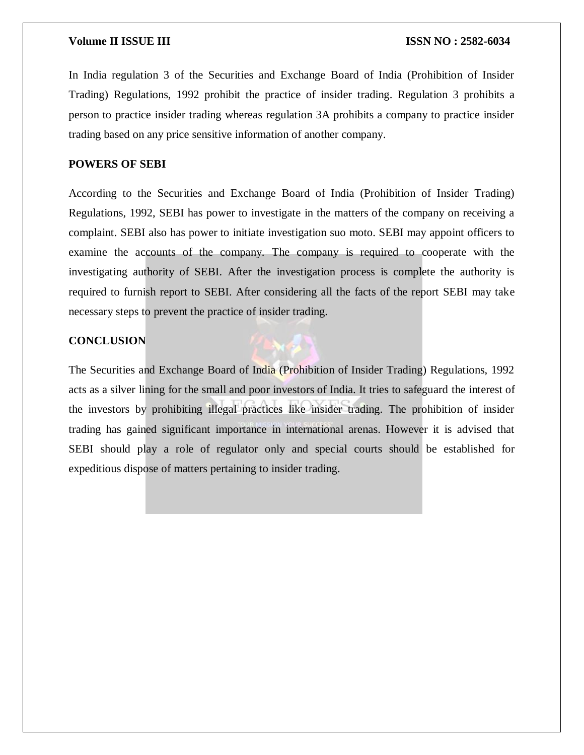In India regulation 3 of the Securities and Exchange Board of India (Prohibition of Insider Trading) Regulations, 1992 prohibit the practice of insider trading. Regulation 3 prohibits a person to practice insider trading whereas regulation 3A prohibits a company to practice insider trading based on any price sensitive information of another company.

## POWERS OF SEBI

According to the Securities and Exchange Board of India (Prohibition of Insider Trading) Regulations, 1992, SEBI has power to investigate in the matters of the company on receiving a complaint. SEBI also has power to initiate investigation suo moto. SEBI may appoint officers to examine the accounts of the company. The company is required to cooperate with the investigating authority of SEBI. After the investigation process is complete the authority is required to furnish report to SEBI. After considering all the facts of the report SEBI may take necessary steps to prevent the practice of insider trading.

## CONCLUSION

The Securities and Exchange Board of India (Prohibition of Insider Trading) Regulations, 1992 acts as a silver lining for the small and poor investors of India. It tries to safeguard the interest of the investors by prohibiting illegal practices like insider trading. The prohibition of insider trading has gained significant importance in international arenas. However it is advised that SEBI should play a role of regulator only and special courts should be established for expeditious dispose of matters pertaining to insider trading.